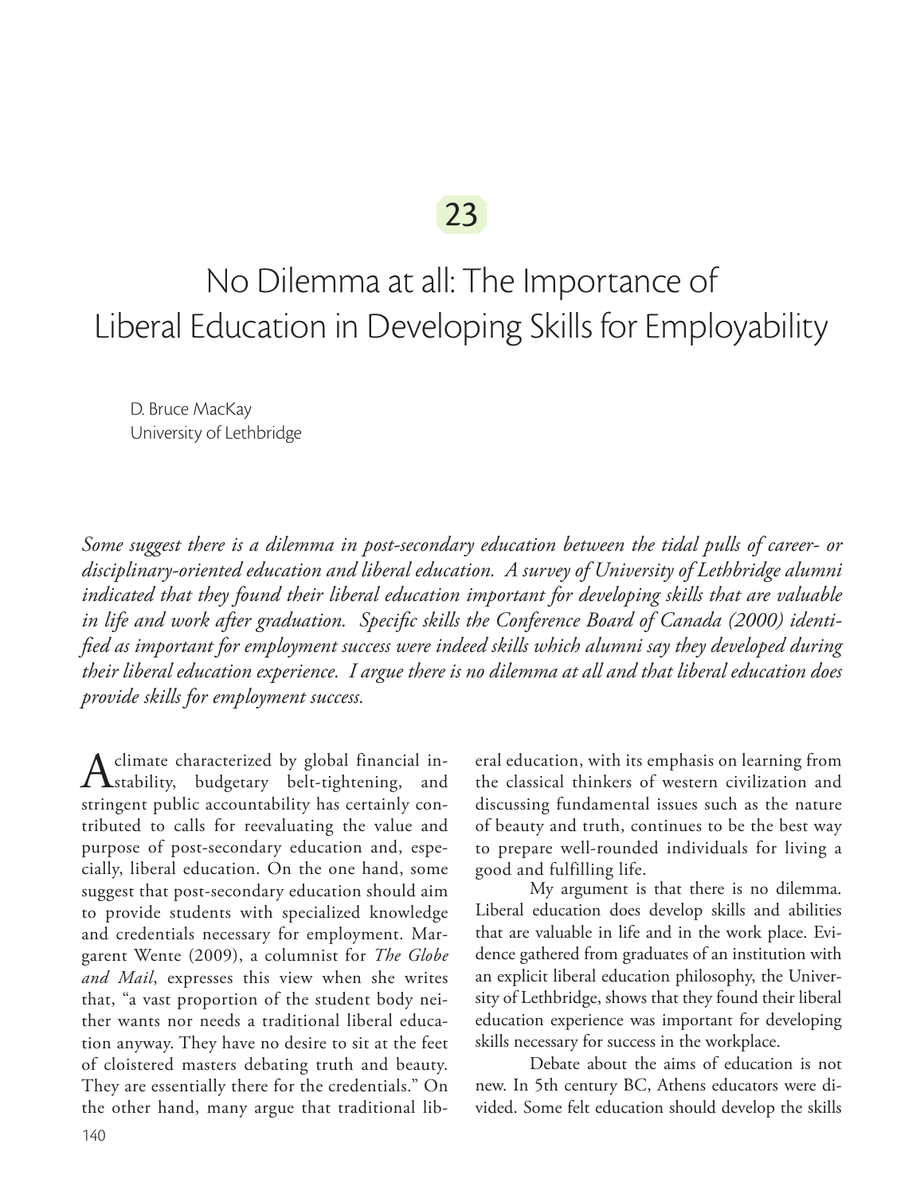23

# No Dilemma at all: The Importance of Liberal Education in Developing Skills for Employability

D. Bruce MacKay
University of Lethbridge

*Some suggest there is a dilemma in post-secondary education between the tidal pulls of career- or disciplinary-oriented education and liberal education. A survey of University of Lethbridge alumni indicated that they found their liberal education important for developing skills that are valuable in life and work after graduation. Specific skills the Conference Board of Canada (2000) identified as important for employment success were indeed skills which alumni say they developed during their liberal education experience. I argue there is no dilemma at all and that liberal education does provide skills for employment success.*

A climate characterized by global financial instability, budgetary belt-tightening, and stringent public accountability has certainly contributed to calls for reevaluating the value and purpose of post-secondary education and, especially, liberal education. On the one hand, some suggest that post-secondary education should aim to provide students with specialized knowledge and credentials necessary for employment. Margarent Wente (2009), a columnist for *The Globe and Mail*, expresses this view when she writes that, "a vast proportion of the student body neither wants nor needs a traditional liberal education anyway. They have no desire to sit at the feet of cloistered masters debating truth and beauty. They are essentially there for the credentials." On the other hand, many argue that traditional liberal education, with its emphasis on learning from the classical thinkers of western civilization and discussing fundamental issues such as the nature of beauty and truth, continues to be the best way to prepare well-rounded individuals for living a good and fulfilling life.

My argument is that there is no dilemma. Liberal education does develop skills and abilities that are valuable in life and in the work place. Evidence gathered from graduates of an institution with an explicit liberal education philosophy, the University of Lethbridge, shows that they found their liberal education experience was important for developing skills necessary for success in the workplace.

Debate about the aims of education is not new. In 5th century BC, Athens educators were divided. Some felt education should develop the skills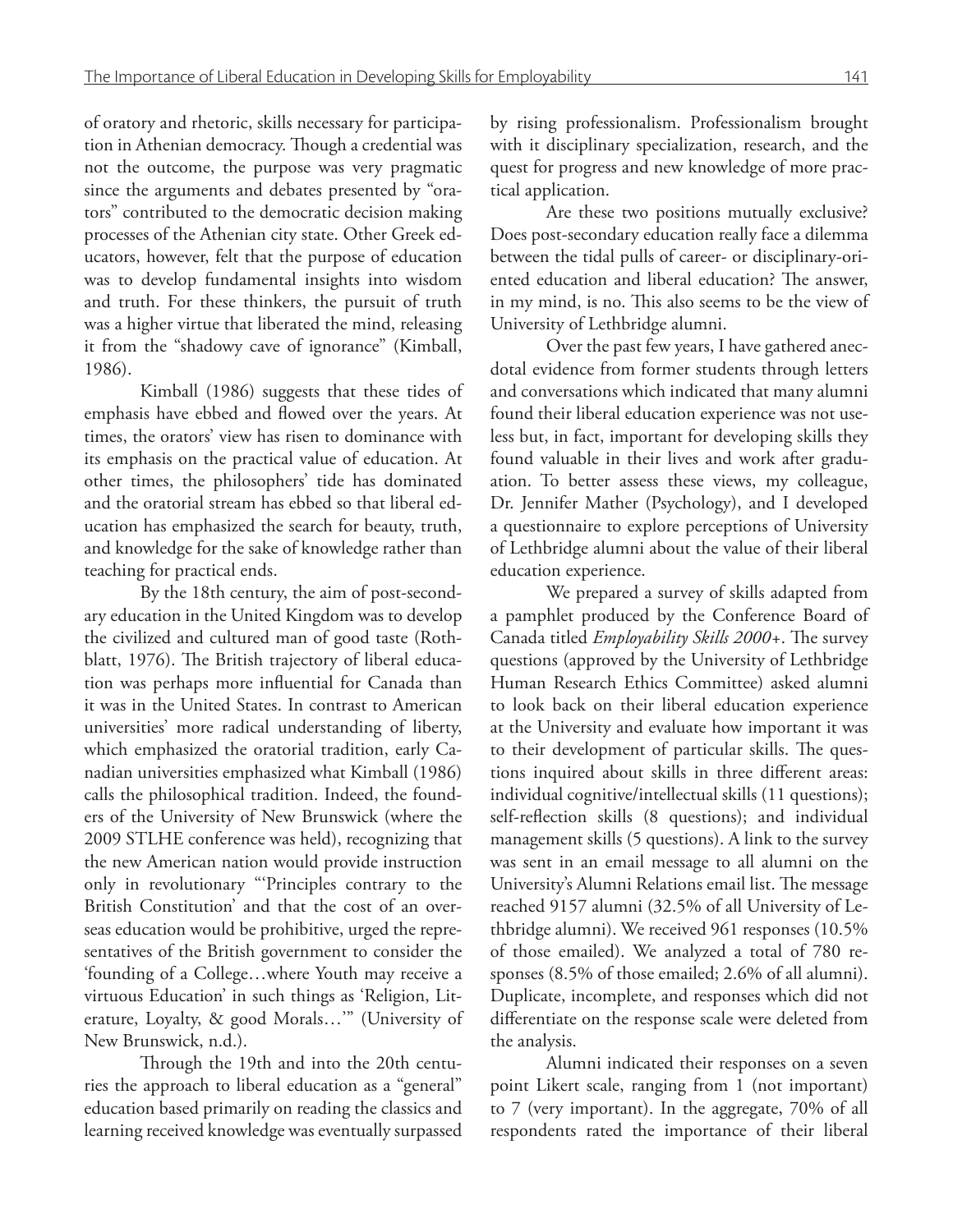of oratory and rhetoric, skills necessary for participation in Athenian democracy. Though a credential was not the outcome, the purpose was very pragmatic since the arguments and debates presented by "orators" contributed to the democratic decision making processes of the Athenian city state. Other Greek educators, however, felt that the purpose of education was to develop fundamental insights into wisdom and truth. For these thinkers, the pursuit of truth was a higher virtue that liberated the mind, releasing it from the "shadowy cave of ignorance" (Kimball, 1986).

Kimball (1986) suggests that these tides of emphasis have ebbed and flowed over the years. At times, the orators' view has risen to dominance with its emphasis on the practical value of education. At other times, the philosophers' tide has dominated and the oratorial stream has ebbed so that liberal education has emphasized the search for beauty, truth, and knowledge for the sake of knowledge rather than teaching for practical ends.

By the 18th century, the aim of post-secondary education in the United Kingdom was to develop the civilized and cultured man of good taste (Rothblatt, 1976). The British trajectory of liberal education was perhaps more influential for Canada than it was in the United States. In contrast to American universities' more radical understanding of liberty, which emphasized the oratorial tradition, early Canadian universities emphasized what Kimball (1986) calls the philosophical tradition. Indeed, the founders of the University of New Brunswick (where the 2009 STLHE conference was held), recognizing that the new American nation would provide instruction only in revolutionary "'Principles contrary to the British Constitution' and that the cost of an overseas education would be prohibitive, urged the representatives of the British government to consider the 'founding of a College…where Youth may receive a virtuous Education' in such things as 'Religion, Literature, Loyalty, & good Morals…'" (University of New Brunswick, n.d.).

Through the 19th and into the 20th centuries the approach to liberal education as a "general" education based primarily on reading the classics and learning received knowledge was eventually surpassed by rising professionalism. Professionalism brought with it disciplinary specialization, research, and the quest for progress and new knowledge of more practical application.

Are these two positions mutually exclusive? Does post-secondary education really face a dilemma between the tidal pulls of career- or disciplinary-oriented education and liberal education? The answer, in my mind, is no. This also seems to be the view of University of Lethbridge alumni.

Over the past few years, I have gathered anecdotal evidence from former students through letters and conversations which indicated that many alumni found their liberal education experience was not useless but, in fact, important for developing skills they found valuable in their lives and work after graduation. To better assess these views, my colleague, Dr. Jennifer Mather (Psychology), and I developed a questionnaire to explore perceptions of University of Lethbridge alumni about the value of their liberal education experience.

We prepared a survey of skills adapted from a pamphlet produced by the Conference Board of Canada titled *Employability Skills 2000+*. The survey questions (approved by the University of Lethbridge Human Research Ethics Committee) asked alumni to look back on their liberal education experience at the University and evaluate how important it was to their development of particular skills. The questions inquired about skills in three different areas: individual cognitive/intellectual skills (11 questions); self-reflection skills (8 questions); and individual management skills (5 questions). A link to the survey was sent in an email message to all alumni on the University's Alumni Relations email list. The message reached 9157 alumni (32.5% of all University of Lethbridge alumni). We received 961 responses (10.5% of those emailed). We analyzed a total of 780 responses (8.5% of those emailed; 2.6% of all alumni). Duplicate, incomplete, and responses which did not differentiate on the response scale were deleted from the analysis.

Alumni indicated their responses on a seven point Likert scale, ranging from 1 (not important) to 7 (very important). In the aggregate, 70% of all respondents rated the importance of their liberal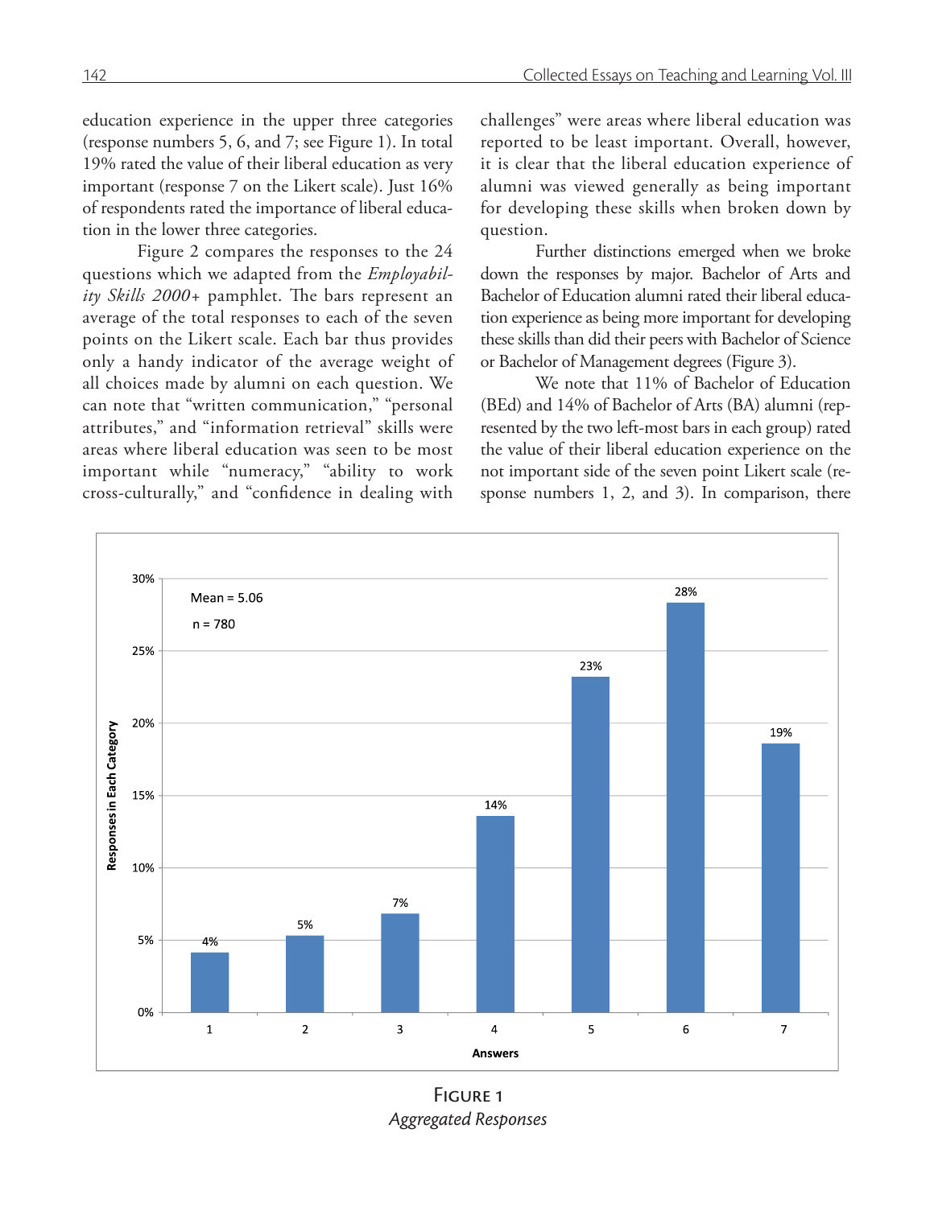education experience in the upper three categories (response numbers 5, 6, and 7; see Figure 1). In total 19% rated the value of their liberal education as very important (response 7 on the Likert scale). Just 16% of respondents rated the importance of liberal education in the lower three categories.

Figure 2 compares the responses to the 24 questions which we adapted from the *Employability Skills 2000+* pamphlet. The bars represent an average of the total responses to each of the seven points on the Likert scale. Each bar thus provides only a handy indicator of the average weight of all choices made by alumni on each question. We can note that "written communication," "personal attributes," and "information retrieval" skills were areas where liberal education was seen to be most important while "numeracy," "ability to work cross-culturally," and "confidence in dealing with challenges" were areas where liberal education was reported to be least important. Overall, however, it is clear that the liberal education experience of alumni was viewed generally as being important for developing these skills when broken down by question.

Further distinctions emerged when we broke down the responses by major. Bachelor of Arts and Bachelor of Education alumni rated their liberal education experience as being more important for developing these skills than did their peers with Bachelor of Science or Bachelor of Management degrees (Figure 3).

We note that 11% of Bachelor of Education (BEd) and 14% of Bachelor of Arts (BA) alumni (represented by the two left-most bars in each group) rated the value of their liberal education experience on the not important side of the seven point Likert scale (response numbers 1, 2, and 3). In comparison, there

Mean = 5.06
n = 780

| Answers | 1 | 2 | 3 | 4 | 5 | 6 | 7 |
|---|---|---|---|---|---|---|---|
| Responses in Each Category | 4% | 5% | 7% | 14% | 23% | 28% | 19% |

Figure 1
*Aggregated Responses*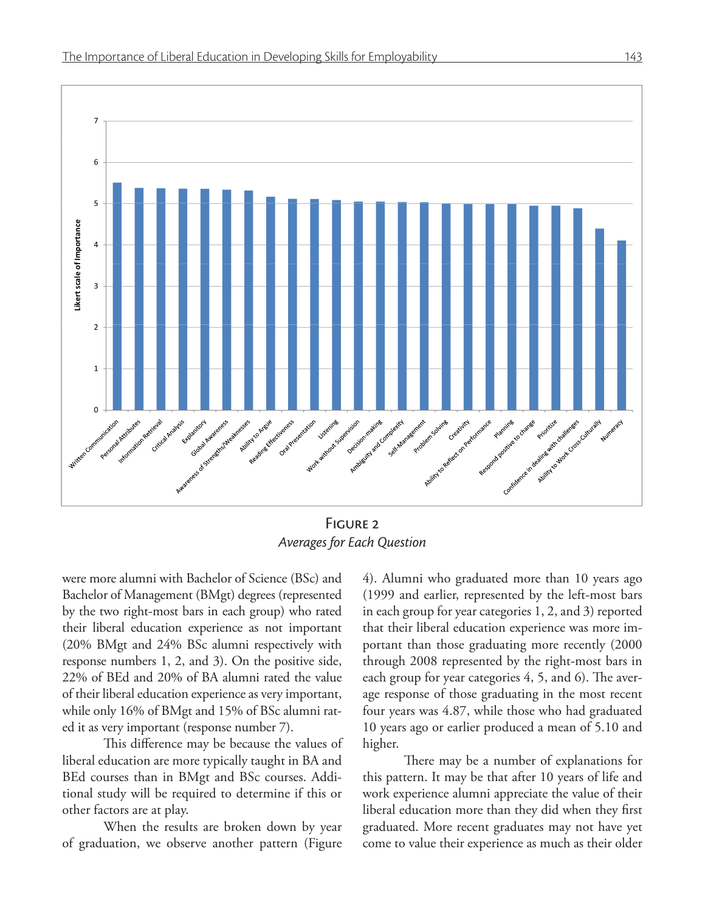**Figure 2**

*Averages for Each Question*

were more alumni with Bachelor of Science (BSc) and Bachelor of Management (BMgt) degrees (represented by the two right-most bars in each group) who rated their liberal education experience as not important (20% BMgt and 24% BSc alumni respectively with response numbers 1, 2, and 3). On the positive side, 22% of BEd and 20% of BA alumni rated the value of their liberal education experience as very important, while only 16% of BMgt and 15% of BSc alumni rated it as very important (response number 7).

This difference may be because the values of liberal education are more typically taught in BA and BEd courses than in BMgt and BSc courses. Additional study will be required to determine if this or other factors are at play.

When the results are broken down by year of graduation, we observe another pattern (Figure 4). Alumni who graduated more than 10 years ago (1999 and earlier, represented by the left-most bars in each group for year categories 1, 2, and 3) reported that their liberal education experience was more important than those graduating more recently (2000 through 2008 represented by the right-most bars in each group for year categories 4, 5, and 6). The average response of those graduating in the most recent four years was 4.87, while those who had graduated 10 years ago or earlier produced a mean of 5.10 and higher.

There may be a number of explanations for this pattern. It may be that after 10 years of life and work experience alumni appreciate the value of their liberal education more than they did when they first graduated. More recent graduates may not have yet come to value their experience as much as their older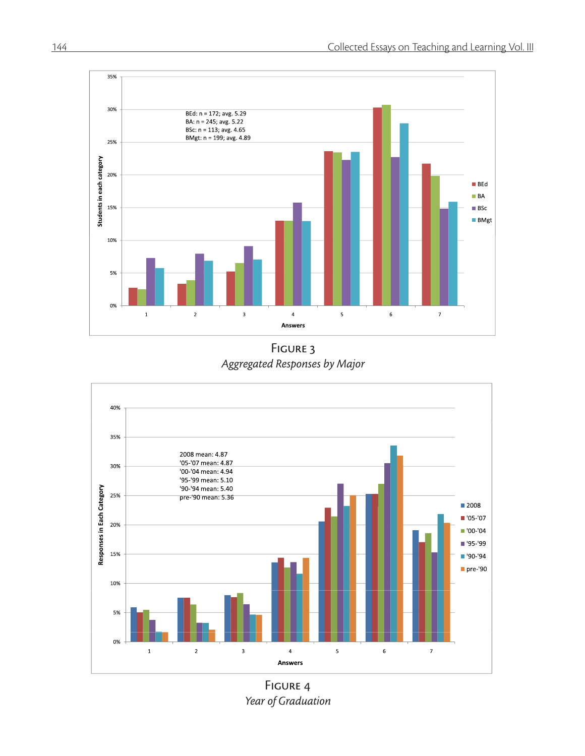BEd: n = 172; avg. 5.29
BA: n = 245; avg. 5.22
BSc: n = 113; avg. 4.65
BMgt: n = 199; avg. 4.89

Figure 3
*Aggregated Responses by Major*

2008 mean: 4.87
'05-'07 mean: 4.87
'00-'04 mean: 4.94
'95-'99 mean: 5.10
'90-'94 mean: 5.40
pre-'90 mean: 5.36

Figure 4
*Year of Graduation*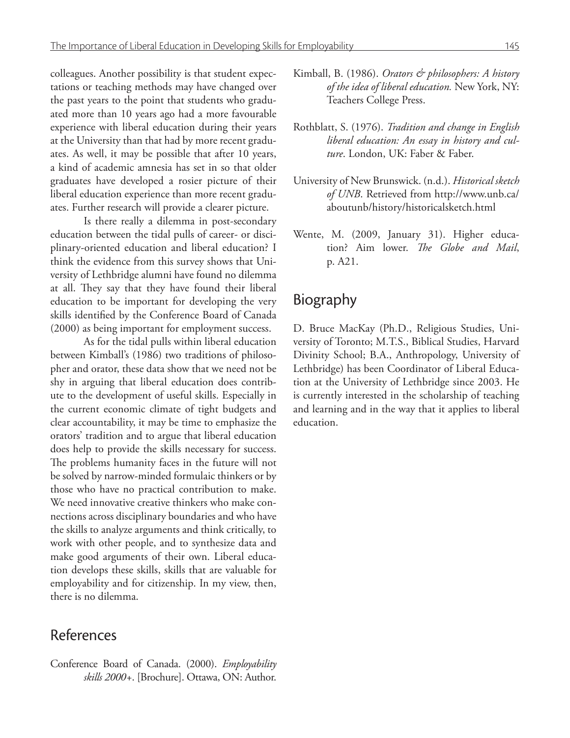colleagues. Another possibility is that student expectations or teaching methods may have changed over the past years to the point that students who graduated more than 10 years ago had a more favourable experience with liberal education during their years at the University than that had by more recent graduates. As well, it may be possible that after 10 years, a kind of academic amnesia has set in so that older graduates have developed a rosier picture of their liberal education experience than more recent graduates. Further research will provide a clearer picture.

Is there really a dilemma in post-secondary education between the tidal pulls of career- or disciplinary-oriented education and liberal education? I think the evidence from this survey shows that University of Lethbridge alumni have found no dilemma at all. They say that they have found their liberal education to be important for developing the very skills identified by the Conference Board of Canada (2000) as being important for employment success.

As for the tidal pulls within liberal education between Kimball's (1986) two traditions of philosopher and orator, these data show that we need not be shy in arguing that liberal education does contribute to the development of useful skills. Especially in the current economic climate of tight budgets and clear accountability, it may be time to emphasize the orators' tradition and to argue that liberal education does help to provide the skills necessary for success. The problems humanity faces in the future will not be solved by narrow-minded formulaic thinkers or by those who have no practical contribution to make. We need innovative creative thinkers who make connections across disciplinary boundaries and who have the skills to analyze arguments and think critically, to work with other people, and to synthesize data and make good arguments of their own. Liberal education develops these skills, skills that are valuable for employability and for citizenship. In my view, then, there is no dilemma.

## References

Conference Board of Canada. (2000). *Employability skills 2000+*. [Brochure]. Ottawa, ON: Author.

Kimball, B. (1986). *Orators & philosophers: A history of the idea of liberal education.* New York, NY: Teachers College Press.

Rothblatt, S. (1976). *Tradition and change in English liberal education: An essay in history and culture*. London, UK: Faber & Faber.

University of New Brunswick. (n.d.). *Historical sketch of UNB*. Retrieved from http://www.unb.ca/aboutunb/history/historicalsketch.html

Wente, M. (2009, January 31). Higher education? Aim lower. *The Globe and Mail*, p. A21.

## Biography

D. Bruce MacKay (Ph.D., Religious Studies, University of Toronto; M.T.S., Biblical Studies, Harvard Divinity School; B.A., Anthropology, University of Lethbridge) has been Coordinator of Liberal Education at the University of Lethbridge since 2003. He is currently interested in the scholarship of teaching and learning and in the way that it applies to liberal education.